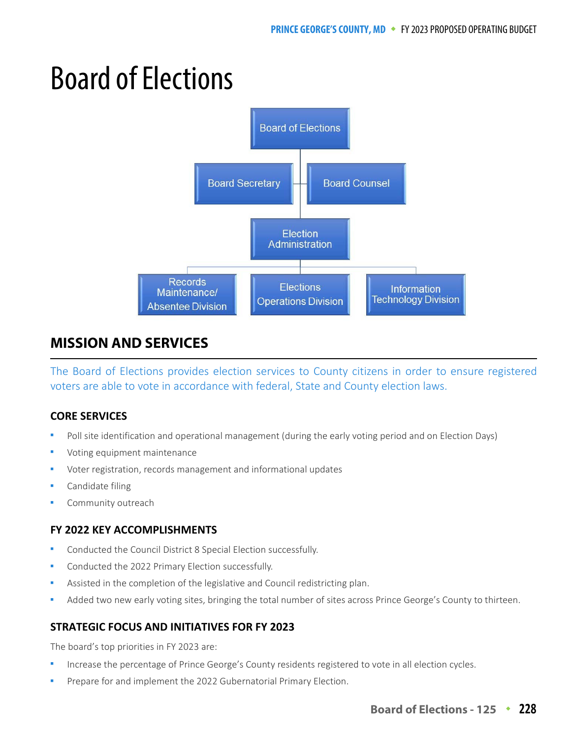# Board of Elections

Board of Elections

Board Secretary

Board Counsel

Election Administration

Records Maintenance/ Absentee Division

Elections Operations Division

Information Technology Division

## MISSION AND SERVICES

The Board of Elections provides election services to County citizens in order to ensure registered voters are able to vote in accordance with federal, State and County election laws.

### CORE SERVICES

- Poll site identification and operational management (during the early voting period and on Election Days)
- Voting equipment maintenance
- Voter registration, records management and informational updates
- Candidate filing
- Community outreach

### FY 2022 KEY ACCOMPLISHMENTS

- Conducted the Council District 8 Special Election successfully.
- Conducted the 2022 Primary Election successfully.
- Assisted in the completion of the legislative and Council redistricting plan.
- Added two new early voting sites, bringing the total number of sites across Prince George's County to thirteen.

### STRATEGIC FOCUS AND INITIATIVES FOR FY 2023

The board's top priorities in FY 2023 are:

- Increase the percentage of Prince George's County residents registered to vote in all election cycles.
- Prepare for and implement the 2022 Gubernatorial Primary Election.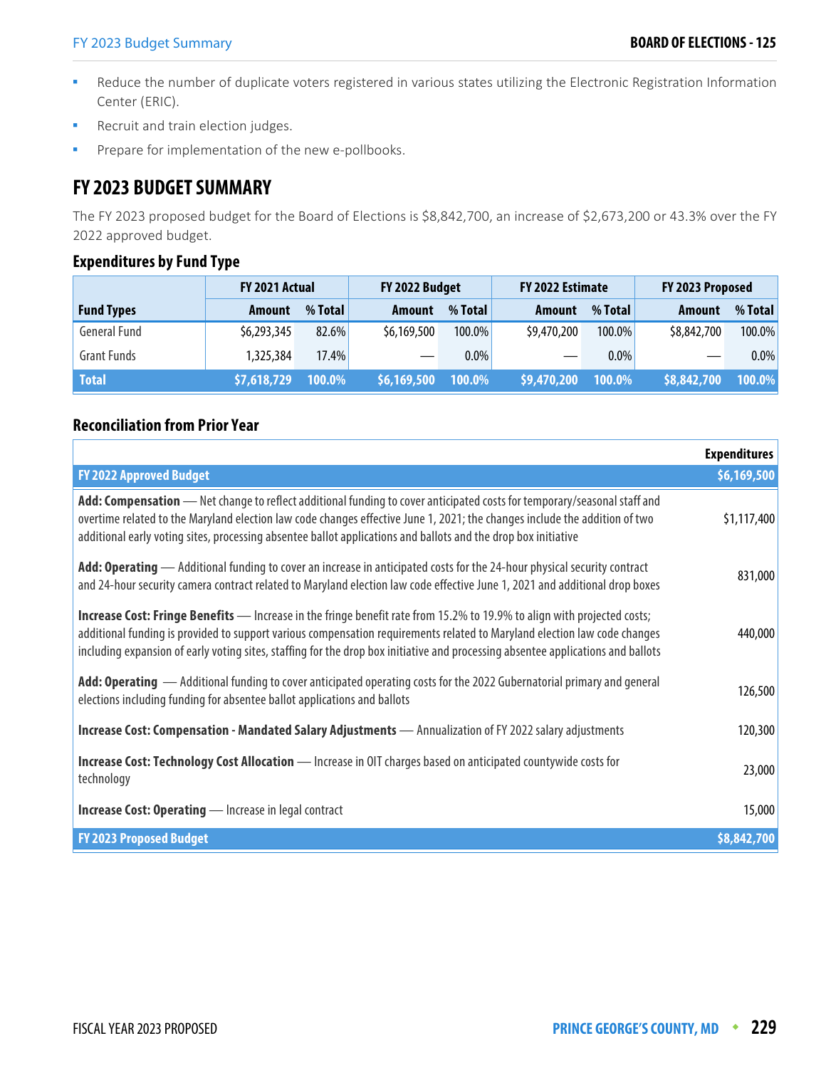- Reduce the number of duplicate voters registered in various states utilizing the Electronic Registration Information Center (ERIC).
- Recruit and train election judges.
- Prepare for implementation of the new e-pollbooks.

## FY 2023 BUDGET SUMMARY

The FY 2023 proposed budget for the Board of Elections is $8,842,700, an increase of $2,673,200 or 43.3% over the FY 2022 approved budget.

### Expenditures by Fund Type

| | FY 2021 Actual | | FY 2022 Budget | | FY 2022 Estimate | | FY 2023 Proposed | |
|---|---|---|---|---|---|---|---|---|
| **Fund Types** | **Amount** | **% Total** | **Amount** | **% Total** | **Amount** | **% Total** | **Amount** | **% Total** |
| General Fund | $6,293,345 | 82.6% | $6,169,500 | 100.0% | $9,470,200 | 100.0% | $8,842,700 | 100.0% |
| Grant Funds | 1,325,384 | 17.4% | — | 0.0% | — | 0.0% | — | 0.0% |
| **Total** | **$7,618,729** | **100.0%** | **$6,169,500** | **100.0%** | **$9,470,200** | **100.0%** | **$8,842,700** | **100.0%** |

### Reconciliation from Prior Year

| | Expenditures |
|---|---|
| **FY 2022 Approved Budget** | **$6,169,500** |
| **Add: Compensation** — Net change to reflect additional funding to cover anticipated costs for temporary/seasonal staff and overtime related to the Maryland election law code changes effective June 1, 2021; the changes include the addition of two additional early voting sites, processing absentee ballot applications and ballots and the drop box initiative | $1,117,400 |
| **Add: Operating** — Additional funding to cover an increase in anticipated costs for the 24-hour physical security contract and 24-hour security camera contract related to Maryland election law code effective June 1, 2021 and additional drop boxes | 831,000 |
| **Increase Cost: Fringe Benefits** — Increase in the fringe benefit rate from 15.2% to 19.9% to align with projected costs; additional funding is provided to support various compensation requirements related to Maryland election law code changes including expansion of early voting sites, staffing for the drop box initiative and processing absentee applications and ballots | 440,000 |
| **Add: Operating** — Additional funding to cover anticipated operating costs for the 2022 Gubernatorial primary and general elections including funding for absentee ballot applications and ballots | 126,500 |
| **Increase Cost: Compensation - Mandated Salary Adjustments** — Annualization of FY 2022 salary adjustments | 120,300 |
| **Increase Cost: Technology Cost Allocation** — Increase in OIT charges based on anticipated countywide costs for technology | 23,000 |
| **Increase Cost: Operating** — Increase in legal contract | 15,000 |
| **FY 2023 Proposed Budget** | **$8,842,700** |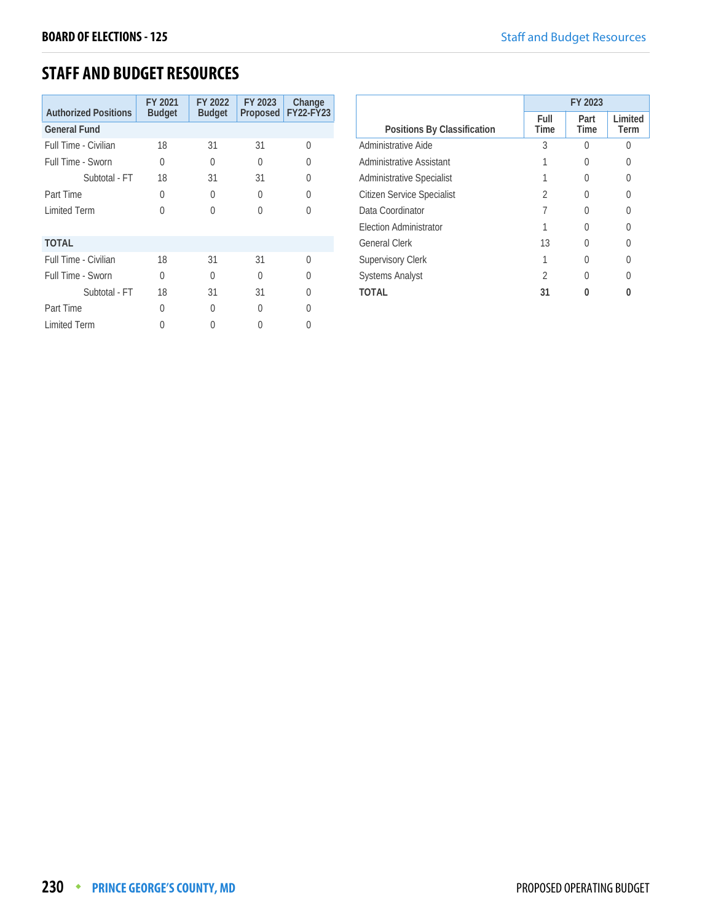# STAFF AND BUDGET RESOURCES

| Authorized Positions | FY 2021 Budget | FY 2022 Budget | FY 2023 Proposed | Change FY22-FY23 |
|---|---|---|---|---|
| **General Fund** | | | | |
| Full Time - Civilian | 18 | 31 | 31 | 0 |
| Full Time - Sworn | 0 | 0 | 0 | 0 |
| Subtotal - FT | 18 | 31 | 31 | 0 |
| Part Time | 0 | 0 | 0 | 0 |
| Limited Term | 0 | 0 | 0 | 0 |
| **TOTAL** | | | | |
| Full Time - Civilian | 18 | 31 | 31 | 0 |
| Full Time - Sworn | 0 | 0 | 0 | 0 |
| Subtotal - FT | 18 | 31 | 31 | 0 |
| Part Time | 0 | 0 | 0 | 0 |
| Limited Term | 0 | 0 | 0 | 0 |

| Positions By Classification | FY 2023 | | |
|---|---|---|---|
| | Full Time | Part Time | Limited Term |
| Administrative Aide | 3 | 0 | 0 |
| Administrative Assistant | 1 | 0 | 0 |
| Administrative Specialist | 1 | 0 | 0 |
| Citizen Service Specialist | 2 | 0 | 0 |
| Data Coordinator | 7 | 0 | 0 |
| Election Administrator | 1 | 0 | 0 |
| General Clerk | 13 | 0 | 0 |
| Supervisory Clerk | 1 | 0 | 0 |
| Systems Analyst | 2 | 0 | 0 |
| **TOTAL** | **31** | **0** | **0** |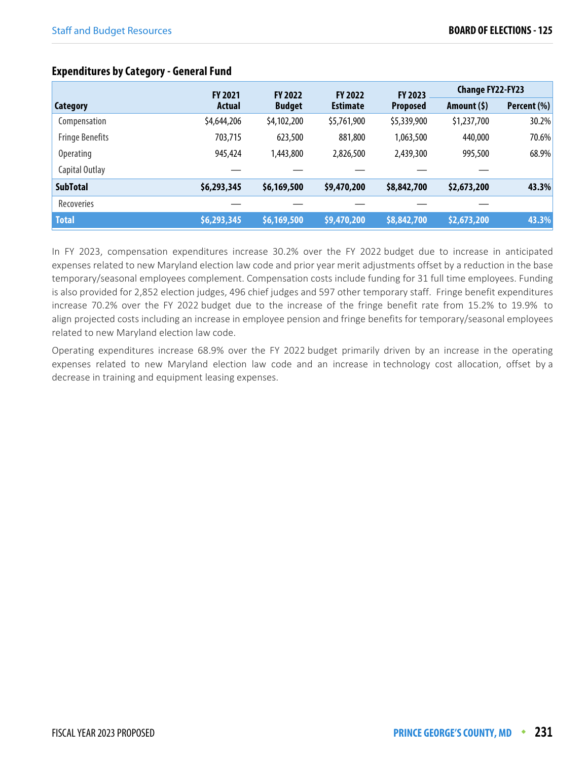### Expenditures by Category - General Fund

| Category | FY 2021 Actual | FY 2022 Budget | FY 2022 Estimate | FY 2023 Proposed | Change FY22-FY23 | |
|---|---|---|---|---|---|---|
| | | | | | Amount ($) | Percent (%) |
| Compensation | $4,644,206 | $4,102,200 | $5,761,900 | $5,339,900 | $1,237,700 | 30.2% |
| Fringe Benefits | 703,715 | 623,500 | 881,800 | 1,063,500 | 440,000 | 70.6% |
| Operating | 945,424 | 1,443,800 | 2,826,500 | 2,439,300 | 995,500 | 68.9% |
| Capital Outlay | — | — | — | — | — | |
| **SubTotal** | **$6,293,345** | **$6,169,500** | **$9,470,200** | **$8,842,700** | **$2,673,200** | **43.3%** |
| Recoveries | — | — | — | — | — | |
| **Total** | **$6,293,345** | **$6,169,500** | **$9,470,200** | **$8,842,700** | **$2,673,200** | **43.3%** |

In FY 2023, compensation expenditures increase 30.2% over the FY 2022 budget due to increase in anticipated expenses related to new Maryland election law code and prior year merit adjustments offset by a reduction in the base temporary/seasonal employees complement. Compensation costs include funding for 31 full time employees. Funding is also provided for 2,852 election judges, 496 chief judges and 597 other temporary staff. Fringe benefit expenditures increase 70.2% over the FY 2022 budget due to the increase of the fringe benefit rate from 15.2% to 19.9% to align projected costs including an increase in employee pension and fringe benefits for temporary/seasonal employees related to new Maryland election law code.

Operating expenditures increase 68.9% over the FY 2022 budget primarily driven by an increase in the operating expenses related to new Maryland election law code and an increase in technology cost allocation, offset by a decrease in training and equipment leasing expenses.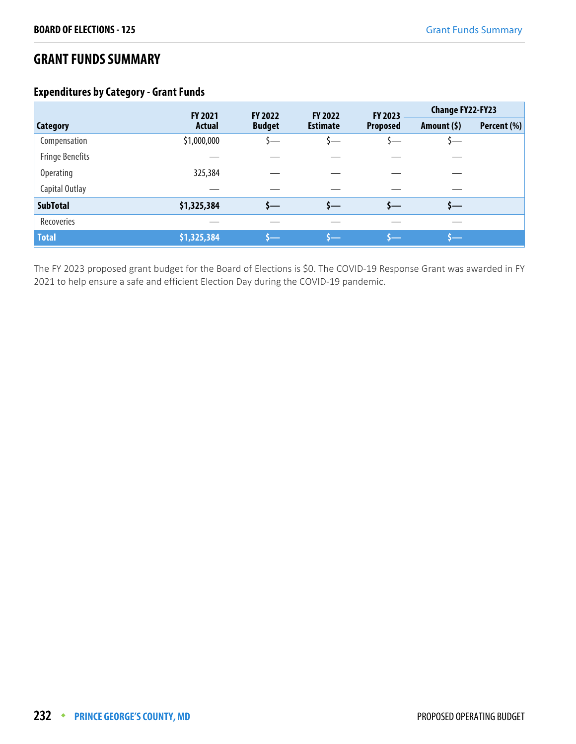## GRANT FUNDS SUMMARY

### Expenditures by Category - Grant Funds

| Category | FY 2021 Actual | FY 2022 Budget | FY 2022 Estimate | FY 2023 Proposed | Change FY22-FY23 | |
|---|---|---|---|---|---|---|
| | | | | | Amount ($) | Percent (%) |
| Compensation | $1,000,000 | $— | $— | $— | $— | |
| Fringe Benefits | — | — | — | — | — | |
| Operating | 325,384 | — | — | — | — | |
| Capital Outlay | — | — | — | — | — | |
| **SubTotal** | **$1,325,384** | **$—** | **$—** | **$—** | **$—** | |
| Recoveries | — | — | — | — | — | |
| **Total** | **$1,325,384** | **$—** | **$—** | **$—** | **$—** | |

The FY 2023 proposed grant budget for the Board of Elections is $0. The COVID-19 Response Grant was awarded in FY 2021 to help ensure a safe and efficient Election Day during the COVID-19 pandemic.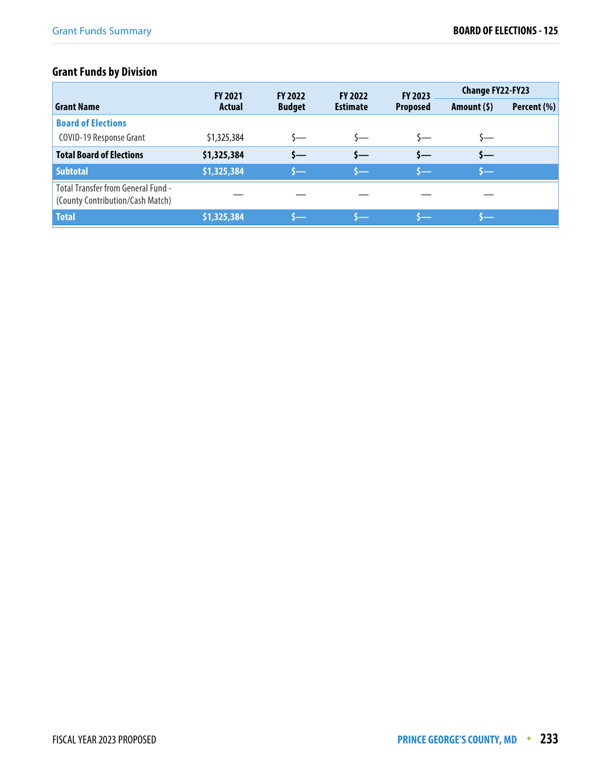## Grant Funds by Division

| Grant Name | FY 2021 Actual | FY 2022 Budget | FY 2022 Estimate | FY 2023 Proposed | Change FY22-FY23 | |
|---|---|---|---|---|---|---|
| | | | | | Amount ($) | Percent (%) |
| **Board of Elections** | | | | | | |
| COVID-19 Response Grant | $1,325,384 | $— | $— | $— | $— | |
| **Total Board of Elections** | **$1,325,384** | **$—** | **$—** | **$—** | **$—** | |
| **Subtotal** | **$1,325,384** | **$—** | **$—** | **$—** | **$—** | |
| Total Transfer from General Fund - (County Contribution/Cash Match) | — | — | — | — | — | |
| **Total** | **$1,325,384** | **$—** | **$—** | **$—** | **$—** | |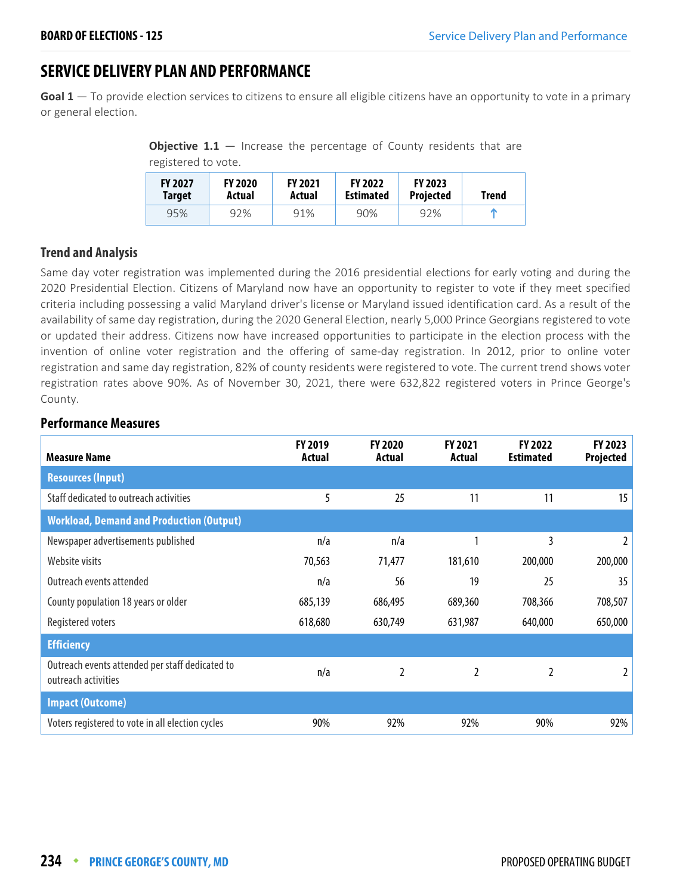# SERVICE DELIVERY PLAN AND PERFORMANCE

**Goal 1** — To provide election services to citizens to ensure all eligible citizens have an opportunity to vote in a primary or general election.

**Objective 1.1** — Increase the percentage of County residents that are registered to vote.

| FY 2027 Target | FY 2020 Actual | FY 2021 Actual | FY 2022 Estimated | FY 2023 Projected | Trend |
|---|---|---|---|---|---|
| 95% | 92% | 91% | 90% | 92% | ↑ |

### Trend and Analysis

Same day voter registration was implemented during the 2016 presidential elections for early voting and during the 2020 Presidential Election. Citizens of Maryland now have an opportunity to register to vote if they meet specified criteria including possessing a valid Maryland driver's license or Maryland issued identification card. As a result of the availability of same day registration, during the 2020 General Election, nearly 5,000 Prince Georgians registered to vote or updated their address. Citizens now have increased opportunities to participate in the election process with the invention of online voter registration and the offering of same-day registration. In 2012, prior to online voter registration and same day registration, 82% of county residents were registered to vote. The current trend shows voter registration rates above 90%. As of November 30, 2021, there were 632,822 registered voters in Prince George's County.

### Performance Measures

| Measure Name | FY 2019 Actual | FY 2020 Actual | FY 2021 Actual | FY 2022 Estimated | FY 2023 Projected |
|---|---|---|---|---|---|
| **Resources (Input)** | | | | | |
| Staff dedicated to outreach activities | 5 | 25 | 11 | 11 | 15 |
| **Workload, Demand and Production (Output)** | | | | | |
| Newspaper advertisements published | n/a | n/a | 1 | 3 | 2 |
| Website visits | 70,563 | 71,477 | 181,610 | 200,000 | 200,000 |
| Outreach events attended | n/a | 56 | 19 | 25 | 35 |
| County population 18 years or older | 685,139 | 686,495 | 689,360 | 708,366 | 708,507 |
| Registered voters | 618,680 | 630,749 | 631,987 | 640,000 | 650,000 |
| **Efficiency** | | | | | |
| Outreach events attended per staff dedicated to outreach activities | n/a | 2 | 2 | 2 | 2 |
| **Impact (Outcome)** | | | | | |
| Voters registered to vote in all election cycles | 90% | 92% | 92% | 90% | 92% |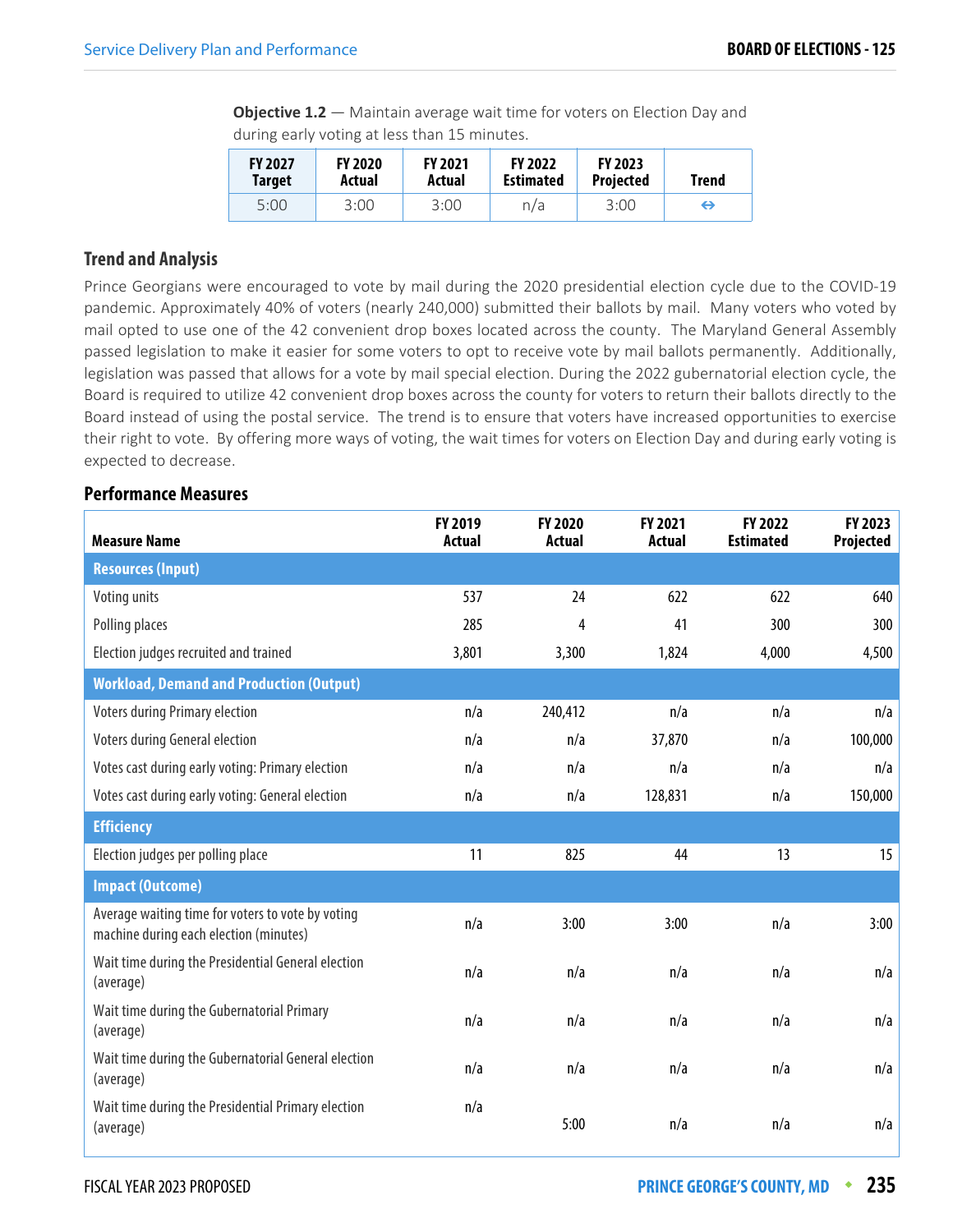**Objective 1.2** — Maintain average wait time for voters on Election Day and during early voting at less than 15 minutes.

| FY 2027 Target | FY 2020 Actual | FY 2021 Actual | FY 2022 Estimated | FY 2023 Projected | Trend |
|---|---|---|---|---|---|
| 5:00 | 3:00 | 3:00 | n/a | 3:00 | ⇔ |

### Trend and Analysis

Prince Georgians were encouraged to vote by mail during the 2020 presidential election cycle due to the COVID-19 pandemic. Approximately 40% of voters (nearly 240,000) submitted their ballots by mail. Many voters who voted by mail opted to use one of the 42 convenient drop boxes located across the county. The Maryland General Assembly passed legislation to make it easier for some voters to opt to receive vote by mail ballots permanently. Additionally, legislation was passed that allows for a vote by mail special election. During the 2022 gubernatorial election cycle, the Board is required to utilize 42 convenient drop boxes across the county for voters to return their ballots directly to the Board instead of using the postal service. The trend is to ensure that voters have increased opportunities to exercise their right to vote. By offering more ways of voting, the wait times for voters on Election Day and during early voting is expected to decrease.

### Performance Measures

| Measure Name | FY 2019 Actual | FY 2020 Actual | FY 2021 Actual | FY 2022 Estimated | FY 2023 Projected |
|---|---|---|---|---|---|
| **Resources (Input)** | | | | | |
| Voting units | 537 | 24 | 622 | 622 | 640 |
| Polling places | 285 | 4 | 41 | 300 | 300 |
| Election judges recruited and trained | 3,801 | 3,300 | 1,824 | 4,000 | 4,500 |
| **Workload, Demand and Production (Output)** | | | | | |
| Voters during Primary election | n/a | 240,412 | n/a | n/a | n/a |
| Voters during General election | n/a | n/a | 37,870 | n/a | 100,000 |
| Votes cast during early voting: Primary election | n/a | n/a | n/a | n/a | n/a |
| Votes cast during early voting: General election | n/a | n/a | 128,831 | n/a | 150,000 |
| **Efficiency** | | | | | |
| Election judges per polling place | 11 | 825 | 44 | 13 | 15 |
| **Impact (Outcome)** | | | | | |
| Average waiting time for voters to vote by voting machine during each election (minutes) | n/a | 3:00 | 3:00 | n/a | 3:00 |
| Wait time during the Presidential General election (average) | n/a | n/a | n/a | n/a | n/a |
| Wait time during the Gubernatorial Primary (average) | n/a | n/a | n/a | n/a | n/a |
| Wait time during the Gubernatorial General election (average) | n/a | n/a | n/a | n/a | n/a |
| Wait time during the Presidential Primary election (average) | n/a | 5:00 | n/a | n/a | n/a |